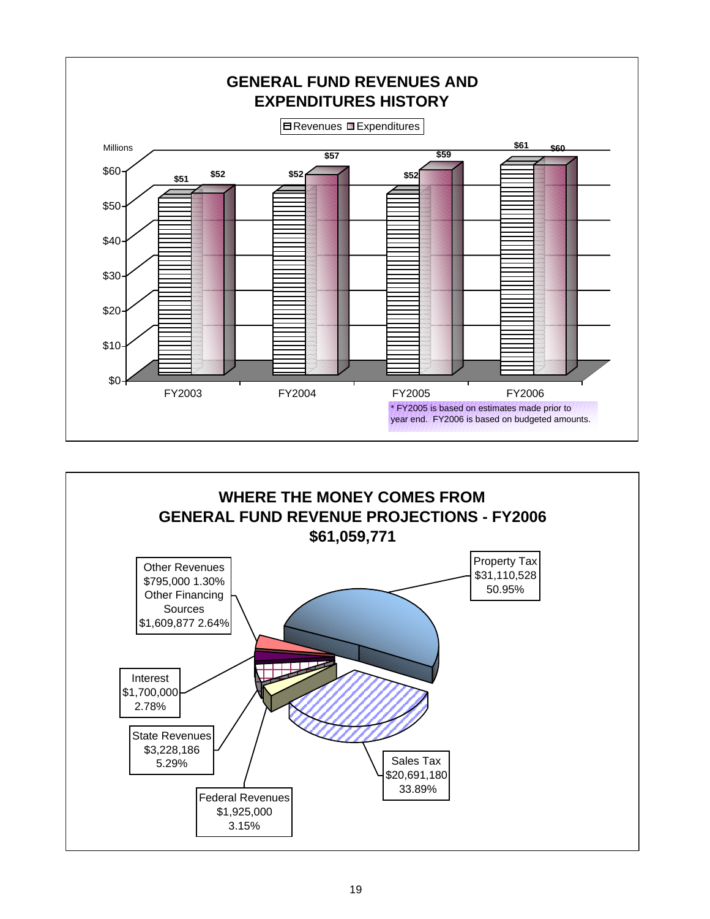## GENERAL FUND REVENUES AND EXPENDITURES HISTORY

Millions

| | Revenues | Expenditures |
|---|---|---|
| FY2003 | $51 | $52 |
| FY2004 | $52 | $57 |
| FY2005 | $52 | $59 |
| FY2006 | $61 | $60 |

\* FY2005 is based on estimates made prior to year end. FY2006 is based on budgeted amounts.

## WHERE THE MONEY COMES FROM
## GENERAL FUND REVENUE PROJECTIONS - FY2006
## $61,059,771

| Source | Amount | Percent |
|---|---|---|
| Property Tax | $31,110,528 | 50.95% |
| Sales Tax | $20,691,180 | 33.89% |
| State Revenues | $3,228,186 | 5.29% |
| Federal Revenues | $1,925,000 | 3.15% |
| Interest | $1,700,000 | 2.78% |
| Other Financing Sources | $1,609,877 | 2.64% |
| Other Revenues | $795,000 | 1.30% |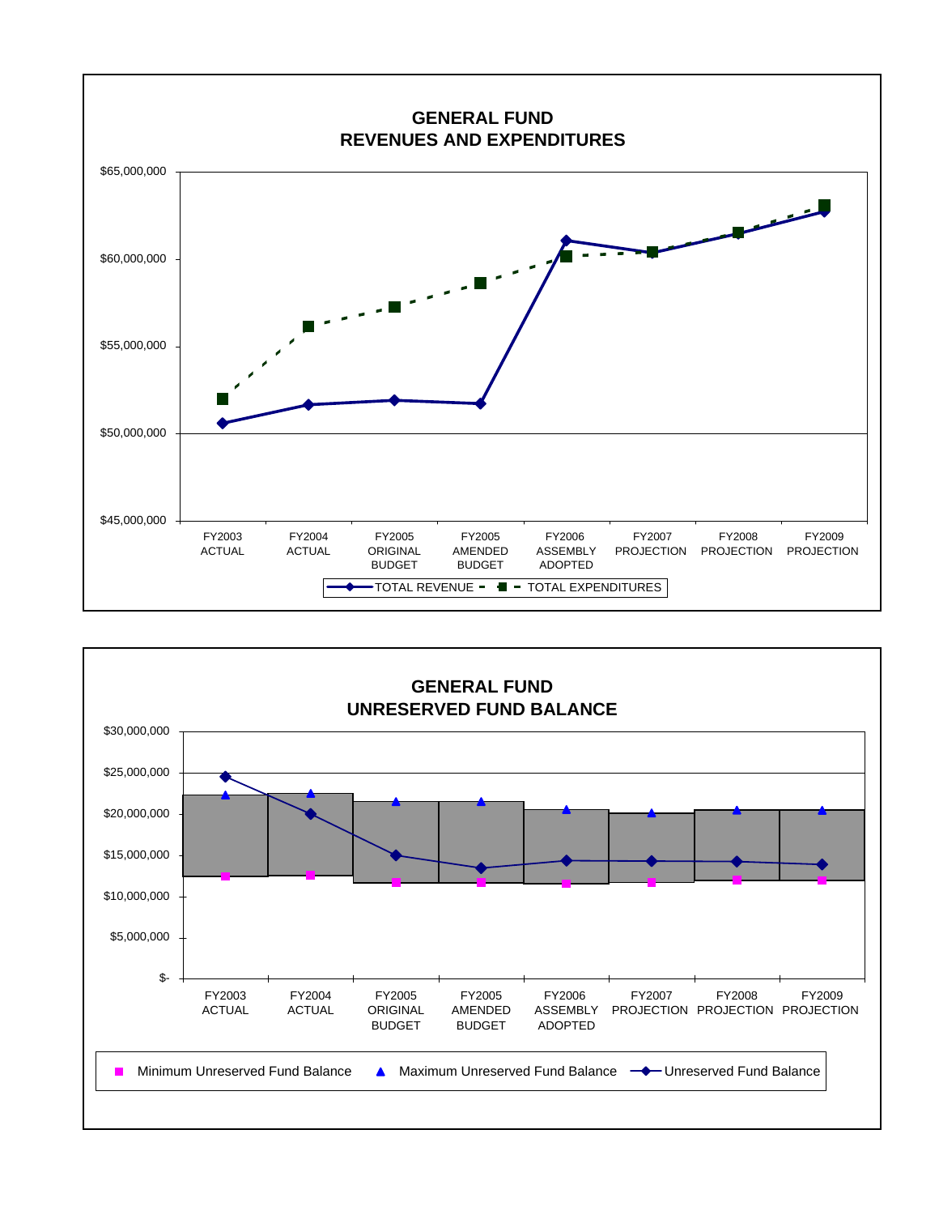## GENERAL FUND
## REVENUES AND EXPENDITURES

$65,000,000
$60,000,000
$55,000,000
$50,000,000
$45,000,000

FY2003 ACTUAL | FY2004 ACTUAL | FY2005 ORIGINAL BUDGET | FY2005 AMENDED BUDGET | FY2006 ASSEMBLY ADOPTED | FY2007 PROJECTION | FY2008 PROJECTION | FY2009 PROJECTION

TOTAL REVENUE — TOTAL EXPENDITURES

## GENERAL FUND
## UNRESERVED FUND BALANCE

$30,000,000
$25,000,000
$20,000,000
$15,000,000
$10,000,000
$5,000,000
$-

FY2003 ACTUAL | FY2004 ACTUAL | FY2005 ORIGINAL BUDGET | FY2005 AMENDED BUDGET | FY2006 ASSEMBLY ADOPTED | FY2007 PROJECTION | FY2008 PROJECTION | FY2009 PROJECTION

Minimum Unreserved Fund Balance — Maximum Unreserved Fund Balance — Unreserved Fund Balance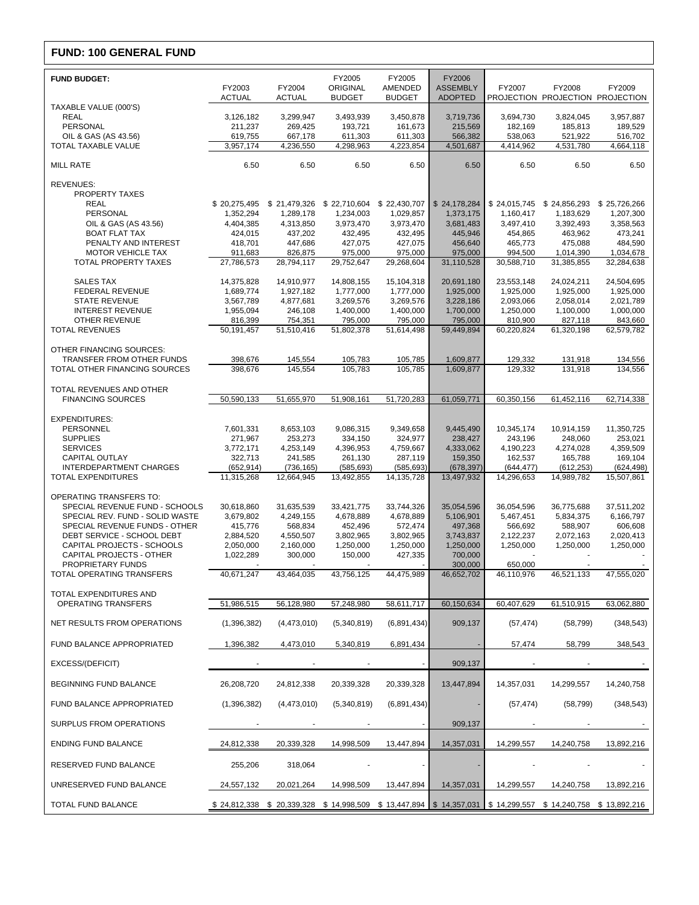## FUND: 100 GENERAL FUND

| FUND BUDGET: | FY2003 ACTUAL | FY2004 ACTUAL | FY2005 ORIGINAL BUDGET | FY2005 AMENDED BUDGET | FY2006 ASSEMBLY ADOPTED | FY2007 PROJECTION | FY2008 PROJECTION | FY2009 PROJECTION |
|---|---|---|---|---|---|---|---|---|
| TAXABLE VALUE (000'S) | | | | | | | | |
| REAL | 3,126,182 | 3,299,947 | 3,493,939 | 3,450,878 | 3,719,736 | 3,694,730 | 3,824,045 | 3,957,887 |
| PERSONAL | 211,237 | 269,425 | 193,721 | 161,673 | 215,569 | 182,169 | 185,813 | 189,529 |
| OIL & GAS (AS 43.56) | 619,755 | 667,178 | 611,303 | 611,303 | 566,382 | 538,063 | 521,922 | 516,702 |
| TOTAL TAXABLE VALUE | 3,957,174 | 4,236,550 | 4,298,963 | 4,223,854 | 4,501,687 | 4,414,962 | 4,531,780 | 4,664,118 |
| MILL RATE | 6.50 | 6.50 | 6.50 | 6.50 | 6.50 | 6.50 | 6.50 | 6.50 |
| REVENUES: | | | | | | | | |
| PROPERTY TAXES | | | | | | | | |
| REAL | $ 20,275,495 | $ 21,479,326 | $ 22,710,604 | $ 22,430,707 | $ 24,178,284 | $ 24,015,745 | $ 24,856,293 | $ 25,726,266 |
| PERSONAL | 1,352,294 | 1,289,178 | 1,234,003 | 1,029,857 | 1,373,175 | 1,160,417 | 1,183,629 | 1,207,300 |
| OIL & GAS (AS 43.56) | 4,404,385 | 4,313,850 | 3,973,470 | 3,973,470 | 3,681,483 | 3,497,410 | 3,392,493 | 3,358,563 |
| BOAT FLAT TAX | 424,015 | 437,202 | 432,495 | 432,495 | 445,946 | 454,865 | 463,962 | 473,241 |
| PENALTY AND INTEREST | 418,701 | 447,686 | 427,075 | 427,075 | 456,640 | 465,773 | 475,088 | 484,590 |
| MOTOR VEHICLE TAX | 911,683 | 826,875 | 975,000 | 975,000 | 975,000 | 994,500 | 1,014,390 | 1,034,678 |
| TOTAL PROPERTY TAXES | 27,786,573 | 28,794,117 | 29,752,647 | 29,268,604 | 31,110,528 | 30,588,710 | 31,385,855 | 32,284,638 |
| SALES TAX | 14,375,828 | 14,910,977 | 14,808,155 | 15,104,318 | 20,691,180 | 23,553,148 | 24,024,211 | 24,504,695 |
| FEDERAL REVENUE | 1,689,774 | 1,927,182 | 1,777,000 | 1,777,000 | 1,925,000 | 1,925,000 | 1,925,000 | 1,925,000 |
| STATE REVENUE | 3,567,789 | 4,877,681 | 3,269,576 | 3,269,576 | 3,228,186 | 2,093,066 | 2,058,014 | 2,021,789 |
| INTEREST REVENUE | 1,955,094 | 246,108 | 1,400,000 | 1,400,000 | 1,700,000 | 1,250,000 | 1,100,000 | 1,000,000 |
| OTHER REVENUE | 816,399 | 754,351 | 795,000 | 795,000 | 795,000 | 810,900 | 827,118 | 843,660 |
| TOTAL REVENUES | 50,191,457 | 51,510,416 | 51,802,378 | 51,614,498 | 59,449,894 | 60,220,824 | 61,320,198 | 62,579,782 |
| OTHER FINANCING SOURCES: | | | | | | | | |
| TRANSFER FROM OTHER FUNDS | 398,676 | 145,554 | 105,783 | 105,785 | 1,609,877 | 129,332 | 131,918 | 134,556 |
| TOTAL OTHER FINANCING SOURCES | 398,676 | 145,554 | 105,783 | 105,785 | 1,609,877 | 129,332 | 131,918 | 134,556 |
| TOTAL REVENUES AND OTHER FINANCING SOURCES | 50,590,133 | 51,655,970 | 51,908,161 | 51,720,283 | 61,059,771 | 60,350,156 | 61,452,116 | 62,714,338 |
| EXPENDITURES: | | | | | | | | |
| PERSONNEL | 7,601,331 | 8,653,103 | 9,086,315 | 9,349,658 | 9,445,490 | 10,345,174 | 10,914,159 | 11,350,725 |
| SUPPLIES | 271,967 | 253,273 | 334,150 | 324,977 | 238,427 | 243,196 | 248,060 | 253,021 |
| SERVICES | 3,772,171 | 4,253,149 | 4,396,953 | 4,759,667 | 4,333,062 | 4,190,223 | 4,274,028 | 4,359,509 |
| CAPITAL OUTLAY | 322,713 | 241,585 | 261,130 | 287,119 | 159,350 | 162,537 | 165,788 | 169,104 |
| INTERDEPARTMENT CHARGES | (652,914) | (736,165) | (585,693) | (585,693) | (678,397) | (644,477) | (612,253) | (624,498) |
| TOTAL EXPENDITURES | 11,315,268 | 12,664,945 | 13,492,855 | 14,135,728 | 13,497,932 | 14,296,653 | 14,989,782 | 15,507,861 |
| OPERATING TRANSFERS TO: | | | | | | | | |
| SPECIAL REVENUE FUND - SCHOOLS | 30,618,860 | 31,635,539 | 33,421,775 | 33,744,326 | 35,054,596 | 36,054,596 | 36,775,688 | 37,511,202 |
| SPECIAL REV. FUND - SOLID WASTE | 3,679,802 | 4,249,155 | 4,678,889 | 4,678,889 | 5,106,901 | 5,467,451 | 5,834,375 | 6,166,797 |
| SPECIAL REVENUE FUNDS - OTHER | 415,776 | 568,834 | 452,496 | 572,474 | 497,368 | 566,692 | 588,907 | 606,608 |
| DEBT SERVICE - SCHOOL DEBT | 2,884,520 | 4,550,507 | 3,802,965 | 3,802,965 | 3,743,837 | 2,122,237 | 2,072,163 | 2,020,413 |
| CAPITAL PROJECTS - SCHOOLS | 2,050,000 | 2,160,000 | 1,250,000 | 1,250,000 | 1,250,000 | 1,250,000 | 1,250,000 | 1,250,000 |
| CAPITAL PROJECTS - OTHER | 1,022,289 | 300,000 | 150,000 | 427,335 | 700,000 | - | - | - |
| PROPRIETARY FUNDS | - | - | - | - | 300,000 | 650,000 | - | - |
| TOTAL OPERATING TRANSFERS | 40,671,247 | 43,464,035 | 43,756,125 | 44,475,989 | 46,652,702 | 46,110,976 | 46,521,133 | 47,555,020 |
| TOTAL EXPENDITURES AND OPERATING TRANSFERS | 51,986,515 | 56,128,980 | 57,248,980 | 58,611,717 | 60,150,634 | 60,407,629 | 61,510,915 | 63,062,880 |
| NET RESULTS FROM OPERATIONS | (1,396,382) | (4,473,010) | (5,340,819) | (6,891,434) | 909,137 | (57,474) | (58,799) | (348,543) |
| FUND BALANCE APPROPRIATED | 1,396,382 | 4,473,010 | 5,340,819 | 6,891,434 | - | 57,474 | 58,799 | 348,543 |
| EXCESS/(DEFICIT) | - | - | - | - | 909,137 | - | - | - |
| BEGINNING FUND BALANCE | 26,208,720 | 24,812,338 | 20,339,328 | 20,339,328 | 13,447,894 | 14,357,031 | 14,299,557 | 14,240,758 |
| FUND BALANCE APPROPRIATED | (1,396,382) | (4,473,010) | (5,340,819) | (6,891,434) | - | (57,474) | (58,799) | (348,543) |
| SURPLUS FROM OPERATIONS | - | - | - | - | 909,137 | - | - | - |
| ENDING FUND BALANCE | 24,812,338 | 20,339,328 | 14,998,509 | 13,447,894 | 14,357,031 | 14,299,557 | 14,240,758 | 13,892,216 |
| RESERVED FUND BALANCE | 255,206 | 318,064 | - | - | - | - | - | - |
| UNRESERVED FUND BALANCE | 24,557,132 | 20,021,264 | 14,998,509 | 13,447,894 | 14,357,031 | 14,299,557 | 14,240,758 | 13,892,216 |
| TOTAL FUND BALANCE | $ 24,812,338 | $ 20,339,328 | $ 14,998,509 | $ 13,447,894 | $ 14,357,031 | $ 14,299,557 | $ 14,240,758 | $ 13,892,216 |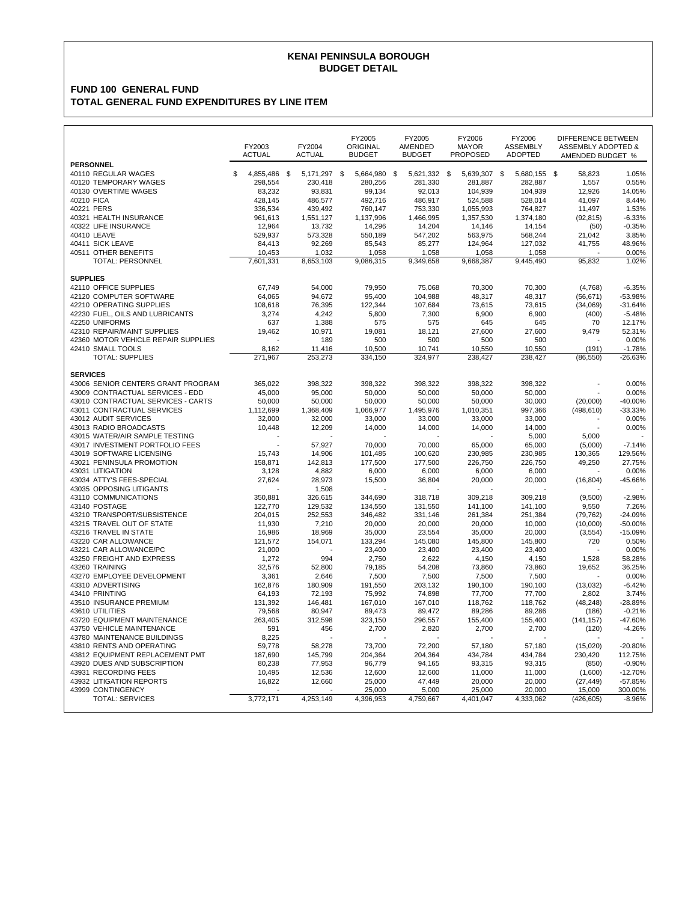# KENAI PENINSULA BOROUGH
## BUDGET DETAIL

### FUND 100 GENERAL FUND
### TOTAL GENERAL FUND EXPENDITURES BY LINE ITEM

| | FY2003 ACTUAL | FY2004 ACTUAL | FY2005 ORIGINAL BUDGET | FY2005 AMENDED BUDGET | FY2006 MAYOR PROPOSED | FY2006 ASSEMBLY ADOPTED | DIFFERENCE BETWEEN ASSEMBLY ADOPTED & AMENDED BUDGET | % |
|---|---|---|---|---|---|---|---|---|
| **PERSONNEL** | | | | | | | | |
| 40110 REGULAR WAGES | $ 4,855,486 | $ 5,171,297 | $ 5,664,980 | $ 5,621,332 | $ 5,639,307 | $ 5,680,155 | $ 58,823 | 1.05% |
| 40120 TEMPORARY WAGES | 298,554 | 230,418 | 280,256 | 281,330 | 281,887 | 282,887 | 1,557 | 0.55% |
| 40130 OVERTIME WAGES | 83,232 | 93,831 | 99,134 | 92,013 | 104,939 | 104,939 | 12,926 | 14.05% |
| 40210 FICA | 428,145 | 486,577 | 492,716 | 486,917 | 524,588 | 528,014 | 41,097 | 8.44% |
| 40221 PERS | 336,534 | 439,492 | 760,147 | 753,330 | 1,055,993 | 764,827 | 11,497 | 1.53% |
| 40321 HEALTH INSURANCE | 961,613 | 1,551,127 | 1,137,996 | 1,466,995 | 1,357,530 | 1,374,180 | (92,815) | -6.33% |
| 40322 LIFE INSURANCE | 12,964 | 13,732 | 14,296 | 14,204 | 14,146 | 14,154 | (50) | -0.35% |
| 40410 LEAVE | 529,937 | 573,328 | 550,189 | 547,202 | 563,975 | 568,244 | 21,042 | 3.85% |
| 40411 SICK LEAVE | 84,413 | 92,269 | 85,543 | 85,277 | 124,964 | 127,032 | 41,755 | 48.96% |
| 40511 OTHER BENEFITS | 10,453 | 1,032 | 1,058 | 1,058 | 1,058 | 1,058 | - | 0.00% |
| TOTAL: PERSONNEL | 7,601,331 | 8,653,103 | 9,086,315 | 9,349,658 | 9,668,387 | 9,445,490 | 95,832 | 1.02% |
| **SUPPLIES** | | | | | | | | |
| 42110 OFFICE SUPPLIES | 67,749 | 54,000 | 79,950 | 75,068 | 70,300 | 70,300 | (4,768) | -6.35% |
| 42120 COMPUTER SOFTWARE | 64,065 | 94,672 | 95,400 | 104,988 | 48,317 | 48,317 | (56,671) | -53.98% |
| 42210 OPERATING SUPPLIES | 108,618 | 76,395 | 122,344 | 107,684 | 73,615 | 73,615 | (34,069) | -31.64% |
| 42230 FUEL, OILS AND LUBRICANTS | 3,274 | 4,242 | 5,800 | 7,300 | 6,900 | 6,900 | (400) | -5.48% |
| 42250 UNIFORMS | 637 | 1,388 | 575 | 575 | 645 | 645 | 70 | 12.17% |
| 42310 REPAIR/MAINT SUPPLIES | 19,462 | 10,971 | 19,081 | 18,121 | 27,600 | 27,600 | 9,479 | 52.31% |
| 42360 MOTOR VEHICLE REPAIR SUPPLIES | - | 189 | 500 | 500 | 500 | 500 | - | 0.00% |
| 42410 SMALL TOOLS | 8,162 | 11,416 | 10,500 | 10,741 | 10,550 | 10,550 | (191) | -1.78% |
| TOTAL: SUPPLIES | 271,967 | 253,273 | 334,150 | 324,977 | 238,427 | 238,427 | (86,550) | -26.63% |
| **SERVICES** | | | | | | | | |
| 43006 SENIOR CENTERS GRANT PROGRAM | 365,022 | 398,322 | 398,322 | 398,322 | 398,322 | 398,322 | - | 0.00% |
| 43009 CONTRACTUAL SERVICES - EDD | 45,000 | 95,000 | 50,000 | 50,000 | 50,000 | 50,000 | - | 0.00% |
| 43010 CONTRACTUAL SERVICES - CARTS | 50,000 | 50,000 | 50,000 | 50,000 | 50,000 | 30,000 | (20,000) | -40.00% |
| 43011 CONTRACTUAL SERVICES | 1,112,699 | 1,368,409 | 1,066,977 | 1,495,976 | 1,010,351 | 997,366 | (498,610) | -33.33% |
| 43012 AUDIT SERVICES | 32,000 | 32,000 | 33,000 | 33,000 | 33,000 | 33,000 | - | 0.00% |
| 43013 RADIO BROADCASTS | 10,448 | 12,209 | 14,000 | 14,000 | 14,000 | 14,000 | - | 0.00% |
| 43015 WATER/AIR SAMPLE TESTING | - | - | - | - | - | 5,000 | 5,000 | - |
| 43017 INVESTMENT PORTFOLIO FEES | - | 57,927 | 70,000 | 70,000 | 65,000 | 65,000 | (5,000) | -7.14% |
| 43019 SOFTWARE LICENSING | 15,743 | 14,906 | 101,485 | 100,620 | 230,985 | 230,985 | 130,365 | 129.56% |
| 43021 PENINSULA PROMOTION | 158,871 | 142,813 | 177,500 | 177,500 | 226,750 | 226,750 | 49,250 | 27.75% |
| 43031 LITIGATION | 3,128 | 4,882 | 6,000 | 6,000 | 6,000 | 6,000 | - | 0.00% |
| 43034 ATTY'S FEES-SPECIAL | 27,624 | 28,973 | 15,500 | 36,804 | 20,000 | 20,000 | (16,804) | -45.66% |
| 43035 OPPOSING LITIGANTS | - | 1,508 | - | - | - | - | - | - |
| 43110 COMMUNICATIONS | 350,881 | 326,615 | 344,690 | 318,718 | 309,218 | 309,218 | (9,500) | -2.98% |
| 43140 POSTAGE | 122,770 | 129,532 | 134,550 | 131,550 | 141,100 | 141,100 | 9,550 | 7.26% |
| 43210 TRANSPORT/SUBSISTENCE | 204,015 | 252,553 | 346,482 | 331,146 | 261,384 | 251,384 | (79,762) | -24.09% |
| 43215 TRAVEL OUT OF STATE | 11,930 | 7,210 | 20,000 | 20,000 | 20,000 | 10,000 | (10,000) | -50.00% |
| 43216 TRAVEL IN STATE | 16,986 | 18,969 | 35,000 | 23,554 | 35,000 | 20,000 | (3,554) | -15.09% |
| 43220 CAR ALLOWANCE | 121,572 | 154,071 | 133,294 | 145,080 | 145,800 | 145,800 | 720 | 0.50% |
| 43221 CAR ALLOWANCE/PC | 21,000 | - | 23,400 | 23,400 | 23,400 | 23,400 | - | 0.00% |
| 43250 FREIGHT AND EXPRESS | 1,272 | 994 | 2,750 | 2,622 | 4,150 | 4,150 | 1,528 | 58.28% |
| 43260 TRAINING | 32,576 | 52,800 | 79,185 | 54,208 | 73,860 | 73,860 | 19,652 | 36.25% |
| 43270 EMPLOYEE DEVELOPMENT | 3,361 | 2,646 | 7,500 | 7,500 | 7,500 | 7,500 | - | 0.00% |
| 43310 ADVERTISING | 162,876 | 180,909 | 191,550 | 203,132 | 190,100 | 190,100 | (13,032) | -6.42% |
| 43410 PRINTING | 64,193 | 72,193 | 75,992 | 74,898 | 77,700 | 77,700 | 2,802 | 3.74% |
| 43510 INSURANCE PREMIUM | 131,392 | 146,481 | 167,010 | 167,010 | 118,762 | 118,762 | (48,248) | -28.89% |
| 43610 UTILITIES | 79,568 | 80,947 | 89,473 | 89,472 | 89,286 | 89,286 | (186) | -0.21% |
| 43720 EQUIPMENT MAINTENANCE | 263,405 | 312,598 | 323,150 | 296,557 | 155,400 | 155,400 | (141,157) | -47.60% |
| 43750 VEHICLE MAINTENANCE | 591 | 456 | 2,700 | 2,820 | 2,700 | 2,700 | (120) | -4.26% |
| 43780 MAINTENANCE BUILDINGS | 8,225 | - | - | - | - | - | - | - |
| 43810 RENTS AND OPERATING | 59,778 | 58,278 | 73,700 | 72,200 | 57,180 | 57,180 | (15,020) | -20.80% |
| 43812 EQUIPMENT REPLACEMENT PMT | 187,690 | 145,799 | 204,364 | 204,364 | 434,784 | 434,784 | 230,420 | 112.75% |
| 43920 DUES AND SUBSCRIPTION | 80,238 | 77,953 | 96,779 | 94,165 | 93,315 | 93,315 | (850) | -0.90% |
| 43931 RECORDING FEES | 10,495 | 12,536 | 12,600 | 12,600 | 11,000 | 11,000 | (1,600) | -12.70% |
| 43932 LITIGATION REPORTS | 16,822 | 12,660 | 25,000 | 47,449 | 20,000 | 20,000 | (27,449) | -57.85% |
| 43999 CONTINGENCY | - | - | 25,000 | 5,000 | 25,000 | 20,000 | 15,000 | 300.00% |
| TOTAL: SERVICES | 3,772,171 | 4,253,149 | 4,396,953 | 4,759,667 | 4,401,047 | 4,333,062 | (426,605) | -8.96% |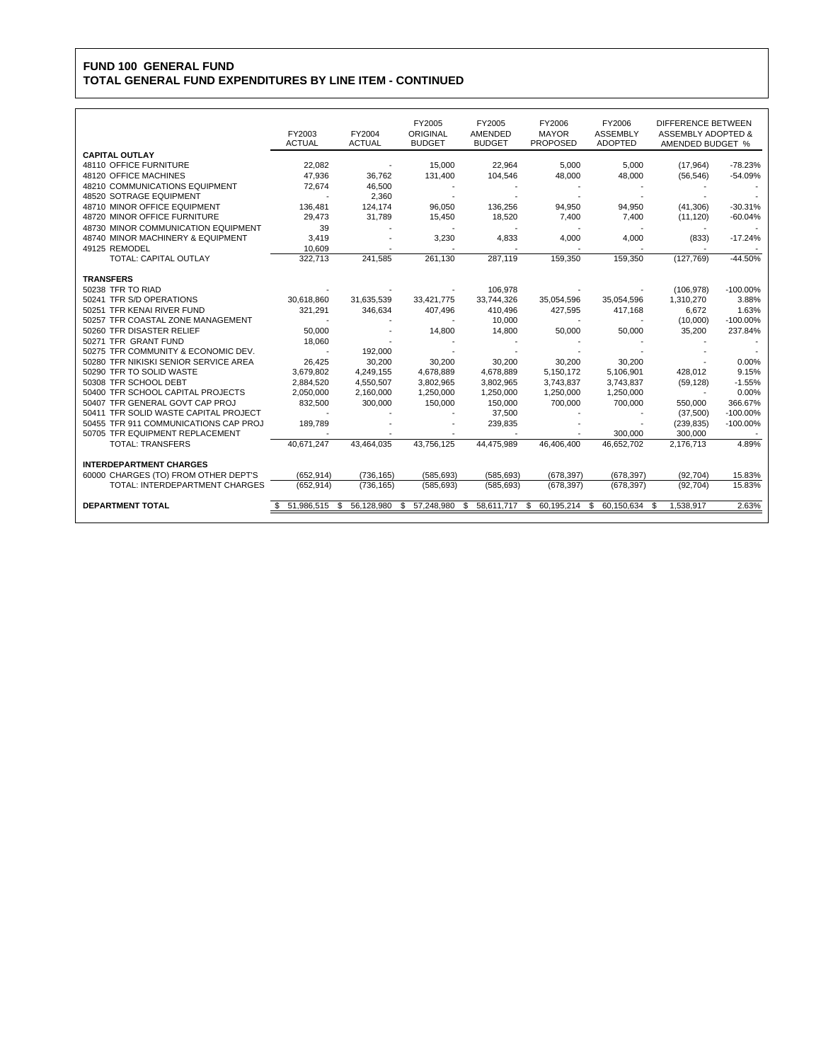# FUND 100 GENERAL FUND
## TOTAL GENERAL FUND EXPENDITURES BY LINE ITEM - CONTINUED

| | FY2003 ACTUAL | FY2004 ACTUAL | FY2005 ORIGINAL BUDGET | FY2005 AMENDED BUDGET | FY2006 MAYOR PROPOSED | FY2006 ASSEMBLY ADOPTED | DIFFERENCE BETWEEN ASSEMBLY ADOPTED & AMENDED BUDGET | % |
|---|---|---|---|---|---|---|---|---|
| **CAPITAL OUTLAY** | | | | | | | | |
| 48110 OFFICE FURNITURE | 22,082 | - | 15,000 | 22,964 | 5,000 | 5,000 | (17,964) | -78.23% |
| 48120 OFFICE MACHINES | 47,936 | 36,762 | 131,400 | 104,546 | 48,000 | 48,000 | (56,546) | -54.09% |
| 48210 COMMUNICATIONS EQUIPMENT | 72,674 | 46,500 | - | - | - | - | - | - |
| 48520 SOTRAGE EQUIPMENT | - | 2,360 | - | - | - | - | - | - |
| 48710 MINOR OFFICE EQUIPMENT | 136,481 | 124,174 | 96,050 | 136,256 | 94,950 | 94,950 | (41,306) | -30.31% |
| 48720 MINOR OFFICE FURNITURE | 29,473 | 31,789 | 15,450 | 18,520 | 7,400 | 7,400 | (11,120) | -60.04% |
| 48730 MINOR COMMUNICATION EQUIPMENT | 39 | - | - | - | - | - | - | - |
| 48740 MINOR MACHINERY & EQUIPMENT | 3,419 | - | 3,230 | 4,833 | 4,000 | 4,000 | (833) | -17.24% |
| 49125 REMODEL | 10,609 | - | - | - | - | - | - | - |
| TOTAL: CAPITAL OUTLAY | 322,713 | 241,585 | 261,130 | 287,119 | 159,350 | 159,350 | (127,769) | -44.50% |
| **TRANSFERS** | | | | | | | | |
| 50238 TFR TO RIAD | - | - | - | 106,978 | - | - | (106,978) | -100.00% |
| 50241 TFR S/D OPERATIONS | 30,618,860 | 31,635,539 | 33,421,775 | 33,744,326 | 35,054,596 | 35,054,596 | 1,310,270 | 3.88% |
| 50251 TFR KENAI RIVER FUND | 321,291 | 346,634 | 407,496 | 410,496 | 427,595 | 417,168 | 6,672 | 1.63% |
| 50257 TFR COASTAL ZONE MANAGEMENT | - | - | - | 10,000 | - | - | (10,000) | -100.00% |
| 50260 TFR DISASTER RELIEF | 50,000 | - | 14,800 | 14,800 | 50,000 | 50,000 | 35,200 | 237.84% |
| 50271 TFR GRANT FUND | 18,060 | - | - | - | - | - | - | - |
| 50275 TFR COMMUNITY & ECONOMIC DEV. | - | 192,000 | - | - | - | - | - | - |
| 50280 TFR NIKISKI SENIOR SERVICE AREA | 26,425 | 30,200 | 30,200 | 30,200 | 30,200 | 30,200 | - | 0.00% |
| 50290 TFR TO SOLID WASTE | 3,679,802 | 4,249,155 | 4,678,889 | 4,678,889 | 5,150,172 | 5,106,901 | 428,012 | 9.15% |
| 50308 TFR SCHOOL DEBT | 2,884,520 | 4,550,507 | 3,802,965 | 3,802,965 | 3,743,837 | 3,743,837 | (59,128) | -1.55% |
| 50400 TFR SCHOOL CAPITAL PROJECTS | 2,050,000 | 2,160,000 | 1,250,000 | 1,250,000 | 1,250,000 | 1,250,000 | - | 0.00% |
| 50407 TFR GENERAL GOVT CAP PROJ | 832,500 | 300,000 | 150,000 | 150,000 | 700,000 | 700,000 | 550,000 | 366.67% |
| 50411 TFR SOLID WASTE CAPITAL PROJECT | - | - | - | 37,500 | - | - | (37,500) | -100.00% |
| 50455 TFR 911 COMMUNICATIONS CAP PROJ | 189,789 | - | - | 239,835 | - | - | (239,835) | -100.00% |
| 50705 TFR EQUIPMENT REPLACEMENT | - | - | - | - | - | 300,000 | 300,000 | - |
| TOTAL: TRANSFERS | 40,671,247 | 43,464,035 | 43,756,125 | 44,475,989 | 46,406,400 | 46,652,702 | 2,176,713 | 4.89% |
| **INTERDEPARTMENT CHARGES** | | | | | | | | |
| 60000 CHARGES (TO) FROM OTHER DEPT'S | (652,914) | (736,165) | (585,693) | (585,693) | (678,397) | (678,397) | (92,704) | 15.83% |
| TOTAL: INTERDEPARTMENT CHARGES | (652,914) | (736,165) | (585,693) | (585,693) | (678,397) | (678,397) | (92,704) | 15.83% |
| **DEPARTMENT TOTAL** | $ 51,986,515 | $ 56,128,980 | $ 57,248,980 | $ 58,611,717 | $ 60,195,214 | $ 60,150,634 | $ 1,538,917 | 2.63% |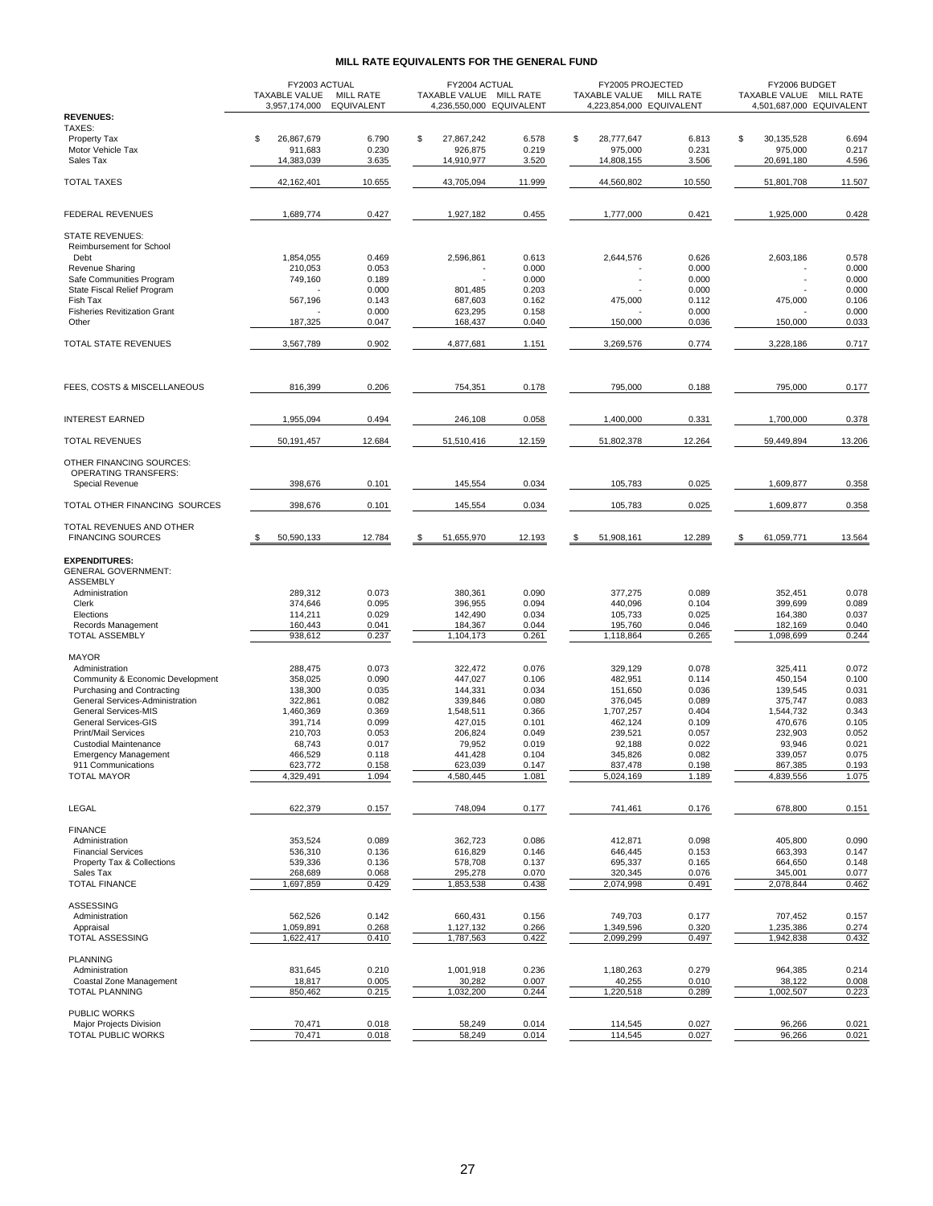## MILL RATE EQUIVALENTS FOR THE GENERAL FUND

| | FY2003 ACTUAL TAXABLE VALUE 3,957,174,000 | MILL RATE EQUIVALENT | FY2004 ACTUAL TAXABLE VALUE 4,236,550,000 | MILL RATE EQUIVALENT | FY2005 PROJECTED TAXABLE VALUE 4,223,854,000 | MILL RATE EQUIVALENT | FY2006 BUDGET TAXABLE VALUE 4,501,687,000 | MILL RATE EQUIVALENT |
|---|---|---|---|---|---|---|---|---|
| **REVENUES:** | | | | | | | | |
| TAXES: | | | | | | | | |
| Property Tax | $ 26,867,679 | 6.790 | $ 27,867,242 | 6.578 | $ 28,777,647 | 6.813 | $ 30,135,528 | 6.694 |
| Motor Vehicle Tax | 911,683 | 0.230 | 926,875 | 0.219 | 975,000 | 0.231 | 975,000 | 0.217 |
| Sales Tax | 14,383,039 | 3.635 | 14,910,977 | 3.520 | 14,808,155 | 3.506 | 20,691,180 | 4.596 |
| TOTAL TAXES | 42,162,401 | 10.655 | 43,705,094 | 11.999 | 44,560,802 | 10.550 | 51,801,708 | 11.507 |
| FEDERAL REVENUES | 1,689,774 | 0.427 | 1,927,182 | 0.455 | 1,777,000 | 0.421 | 1,925,000 | 0.428 |
| STATE REVENUES: | | | | | | | | |
| Reimbursement for School Debt | 1,854,055 | 0.469 | 2,596,861 | 0.613 | 2,644,576 | 0.626 | 2,603,186 | 0.578 |
| Revenue Sharing | 210,053 | 0.053 | - | 0.000 | - | 0.000 | - | 0.000 |
| Safe Communities Program | 749,160 | 0.189 | - | 0.000 | - | 0.000 | - | 0.000 |
| State Fiscal Relief Program | - | 0.000 | 801,485 | 0.203 | - | 0.000 | - | 0.000 |
| Fish Tax | 567,196 | 0.143 | 687,603 | 0.162 | 475,000 | 0.112 | 475,000 | 0.106 |
| Fisheries Revitization Grant | - | 0.000 | 623,295 | 0.158 | - | 0.000 | - | 0.000 |
| Other | 187,325 | 0.047 | 168,437 | 0.040 | 150,000 | 0.036 | 150,000 | 0.033 |
| TOTAL STATE REVENUES | 3,567,789 | 0.902 | 4,877,681 | 1.151 | 3,269,576 | 0.774 | 3,228,186 | 0.717 |
| FEES, COSTS & MISCELLANEOUS | 816,399 | 0.206 | 754,351 | 0.178 | 795,000 | 0.188 | 795,000 | 0.177 |
| INTEREST EARNED | 1,955,094 | 0.494 | 246,108 | 0.058 | 1,400,000 | 0.331 | 1,700,000 | 0.378 |
| TOTAL REVENUES | 50,191,457 | 12.684 | 51,510,416 | 12.159 | 51,802,378 | 12.264 | 59,449,894 | 13.206 |
| OTHER FINANCING SOURCES: | | | | | | | | |
| OPERATING TRANSFERS: | | | | | | | | |
| Special Revenue | 398,676 | 0.101 | 145,554 | 0.034 | 105,783 | 0.025 | 1,609,877 | 0.358 |
| TOTAL OTHER FINANCING SOURCES | 398,676 | 0.101 | 145,554 | 0.034 | 105,783 | 0.025 | 1,609,877 | 0.358 |
| TOTAL REVENUES AND OTHER FINANCING SOURCES | $ 50,590,133 | 12.784 | $ 51,655,970 | 12.193 | $ 51,908,161 | 12.289 | $ 61,059,771 | 13.564 |
| **EXPENDITURES:** | | | | | | | | |
| GENERAL GOVERNMENT: | | | | | | | | |
| ASSEMBLY | | | | | | | | |
| Administration | 289,312 | 0.073 | 380,361 | 0.090 | 377,275 | 0.089 | 352,451 | 0.078 |
| Clerk | 374,646 | 0.095 | 396,955 | 0.094 | 440,096 | 0.104 | 399,699 | 0.089 |
| Elections | 114,211 | 0.029 | 142,490 | 0.034 | 105,733 | 0.025 | 164,380 | 0.037 |
| Records Management | 160,443 | 0.041 | 184,367 | 0.044 | 195,760 | 0.046 | 182,169 | 0.040 |
| TOTAL ASSEMBLY | 938,612 | 0.237 | 1,104,173 | 0.261 | 1,118,864 | 0.265 | 1,098,699 | 0.244 |
| MAYOR | | | | | | | | |
| Administration | 288,475 | 0.073 | 322,472 | 0.076 | 329,129 | 0.078 | 325,411 | 0.072 |
| Community & Economic Development | 358,025 | 0.090 | 447,027 | 0.106 | 482,951 | 0.114 | 450,154 | 0.100 |
| Purchasing and Contracting | 138,300 | 0.035 | 144,331 | 0.034 | 151,650 | 0.036 | 139,545 | 0.031 |
| General Services-Administration | 322,861 | 0.082 | 339,846 | 0.080 | 376,045 | 0.089 | 375,747 | 0.083 |
| General Services-MIS | 1,460,369 | 0.369 | 1,548,511 | 0.366 | 1,707,257 | 0.404 | 1,544,732 | 0.343 |
| General Services-GIS | 391,714 | 0.099 | 427,015 | 0.101 | 462,124 | 0.109 | 470,676 | 0.105 |
| Print/Mail Services | 210,703 | 0.053 | 206,824 | 0.049 | 239,521 | 0.057 | 232,903 | 0.052 |
| Custodial Maintenance | 68,743 | 0.017 | 79,952 | 0.019 | 92,188 | 0.022 | 93,946 | 0.021 |
| Emergency Management | 466,529 | 0.118 | 441,428 | 0.104 | 345,826 | 0.082 | 339,057 | 0.075 |
| 911 Communications | 623,772 | 0.158 | 623,039 | 0.147 | 837,478 | 0.198 | 867,385 | 0.193 |
| TOTAL MAYOR | 4,329,491 | 1.094 | 4,580,445 | 1.081 | 5,024,169 | 1.189 | 4,839,556 | 1.075 |
| LEGAL | 622,379 | 0.157 | 748,094 | 0.177 | 741,461 | 0.176 | 678,800 | 0.151 |
| FINANCE | | | | | | | | |
| Administration | 353,524 | 0.089 | 362,723 | 0.086 | 412,871 | 0.098 | 405,800 | 0.090 |
| Financial Services | 536,310 | 0.136 | 616,829 | 0.146 | 646,445 | 0.153 | 663,393 | 0.147 |
| Property Tax & Collections | 539,336 | 0.136 | 578,708 | 0.137 | 695,337 | 0.165 | 664,650 | 0.148 |
| Sales Tax | 268,689 | 0.068 | 295,278 | 0.070 | 320,345 | 0.076 | 345,001 | 0.077 |
| TOTAL FINANCE | 1,697,859 | 0.429 | 1,853,538 | 0.438 | 2,074,998 | 0.491 | 2,078,844 | 0.462 |
| ASSESSING | | | | | | | | |
| Administration | 562,526 | 0.142 | 660,431 | 0.156 | 749,703 | 0.177 | 707,452 | 0.157 |
| Appraisal | 1,059,891 | 0.268 | 1,127,132 | 0.266 | 1,349,596 | 0.320 | 1,235,386 | 0.274 |
| TOTAL ASSESSING | 1,622,417 | 0.410 | 1,787,563 | 0.422 | 2,099,299 | 0.497 | 1,942,838 | 0.432 |
| PLANNING | | | | | | | | |
| Administration | 831,645 | 0.210 | 1,001,918 | 0.236 | 1,180,263 | 0.279 | 964,385 | 0.214 |
| Coastal Zone Management | 18,817 | 0.005 | 30,282 | 0.007 | 40,255 | 0.010 | 38,122 | 0.008 |
| TOTAL PLANNING | 850,462 | 0.215 | 1,032,200 | 0.244 | 1,220,518 | 0.289 | 1,002,507 | 0.223 |
| PUBLIC WORKS | | | | | | | | |
| Major Projects Division | 70,471 | 0.018 | 58,249 | 0.014 | 114,545 | 0.027 | 96,266 | 0.021 |
| TOTAL PUBLIC WORKS | 70,471 | 0.018 | 58,249 | 0.014 | 114,545 | 0.027 | 96,266 | 0.021 |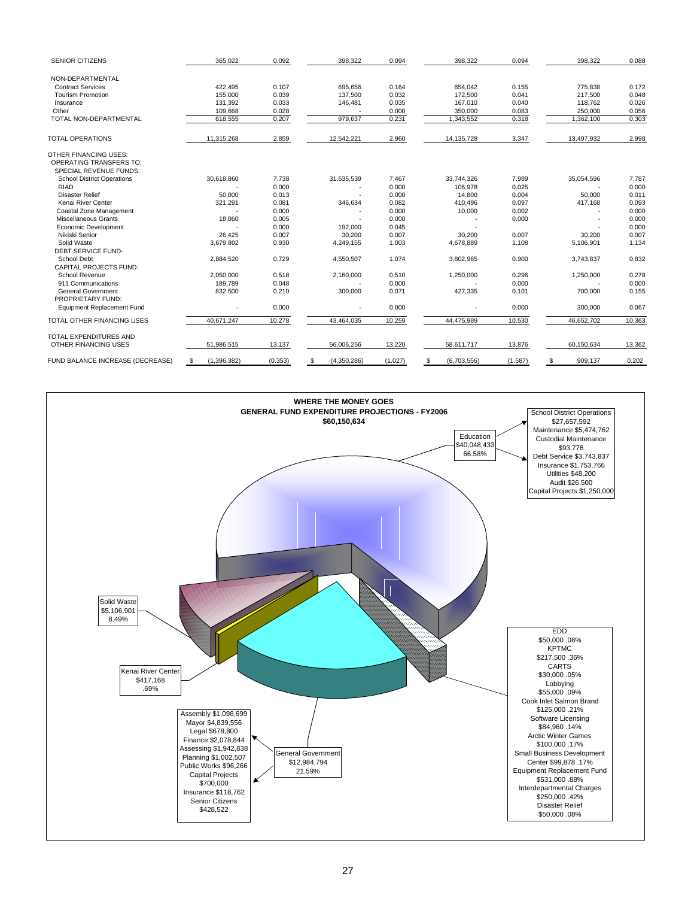| | | | | | | | | |
|---|---|---|---|---|---|---|---|---|
| SENIOR CITIZENS | 365,022 | 0.092 | 398,322 | 0.094 | 398,322 | 0.094 | 398,322 | 0.088 |
| NON-DEPARTMENTAL | | | | | | | | |
| Contract Services | 422,495 | 0.107 | 695,656 | 0.164 | 654,042 | 0.155 | 775,838 | 0.172 |
| Tourism Promotion | 155,000 | 0.039 | 137,500 | 0.032 | 172,500 | 0.041 | 217,500 | 0.048 |
| Insurance | 131,392 | 0.033 | 146,481 | 0.035 | 167,010 | 0.040 | 118,762 | 0.026 |
| Other | 109,668 | 0.028 | - | 0.000 | 350,000 | 0.083 | 250,000 | 0.056 |
| TOTAL NON-DEPARTMENTAL | 818,555 | 0.207 | 979,637 | 0.231 | 1,343,552 | 0.318 | 1,362,100 | 0.303 |
| TOTAL OPERATIONS | 11,315,268 | 2.859 | 12,542,221 | 2.960 | 14,135,728 | 3.347 | 13,497,932 | 2.998 |
| OTHER FINANCING USES: | | | | | | | | |
| OPERATING TRANSFERS TO: | | | | | | | | |
| SPECIAL REVENUE FUNDS: | | | | | | | | |
| School District Operations | 30,618,860 | 7.738 | 31,635,539 | 7.467 | 33,744,326 | 7.989 | 35,054,596 | 7.787 |
| RIAD | - | 0.000 | - | 0.000 | 106,978 | 0.025 | - | 0.000 |
| Disaster Relief | 50,000 | 0.013 | - | 0.000 | 14,800 | 0.004 | 50,000 | 0.011 |
| Kenai River Center | 321,291 | 0.081 | 346,634 | 0.082 | 410,496 | 0.097 | 417,168 | 0.093 |
| Coastal Zone Management | - | 0.000 | - | 0.000 | 10,000 | 0.002 | - | 0.000 |
| Miscellaneous Grants | 18,060 | 0.005 | - | 0.000 | - | 0.000 | - | 0.000 |
| Economic Development | - | 0.000 | 192,000 | 0.045 | - | | - | 0.000 |
| Nikiski Senior | 26,425 | 0.007 | 30,200 | 0.007 | 30,200 | 0.007 | 30,200 | 0.007 |
| Solid Waste | 3,679,802 | 0.930 | 4,249,155 | 1.003 | 4,678,889 | 1.108 | 5,106,901 | 1.134 |
| DEBT SERVICE FUND- | | | | | | | | |
| School Debt | 2,884,520 | 0.729 | 4,550,507 | 1.074 | 3,802,965 | 0.900 | 3,743,837 | 0.832 |
| CAPITAL PROJECTS FUND: | | | | | | | | |
| School Revenue | 2,050,000 | 0.518 | 2,160,000 | 0.510 | 1,250,000 | 0.296 | 1,250,000 | 0.278 |
| 911 Communications | 189,789 | 0.048 | - | 0.000 | - | 0.000 | - | 0.000 |
| General Government | 832,500 | 0.210 | 300,000 | 0.071 | 427,335 | 0.101 | 700,000 | 0.155 |
| PROPRIETARY FUND: | | | | | | | | |
| Equipment Replacement Fund | - | 0.000 | - | 0.000 | - | 0.000 | 300,000 | 0.067 |
| TOTAL OTHER FINANCING USES | 40,671,247 | 10.278 | 43,464,035 | 10.259 | 44,475,989 | 10.530 | 46,652,702 | 10.363 |
| TOTAL EXPENDITURES AND OTHER FINANCING USES | 51,986,515 | 13.137 | 56,006,256 | 13.220 | 58,611,717 | 13.876 | 60,150,634 | 13.362 |
| FUND BALANCE INCREASE (DECREASE) | $ (1,396,382) | (0.353) | $ (4,350,286) | (1.027) | $ (6,703,556) | (1.587) | $ 909,137 | 0.202 |

**WHERE THE MONEY GOES**
**GENERAL FUND EXPENDITURE PROJECTIONS - FY2006**
**$60,150,634**

Education
$40,048,433
66.58%

School District Operations $27,657,592
Maintenance $5,474,762
Custodial Maintenance $93,776
Debt Service $3,743,837
Insurance $1,753,766
Utilities $48,200
Audit $26,500
Capital Projects $1,250,000

Solid Waste
$5,106,901
8.49%

Kenai River Center
$417,168
.69%

General Government
$12,984,794
21.59%

Assembly $1,098,699
Mayor $4,839,556
Legal $678,800
Finance $2,078,844
Assessing $1,942,838
Planning $1,002,507
Public Works $96,266
Capital Projects $700,000
Insurance $118,762
Senior Citizens $428,522

EDD $50,000 .08%
KPTMC $217,500 .36%
CARTS $30,000 .05%
Lobbying $55,000 .09%
Cook Inlet Salmon Brand $125,000 .21%
Software Licensing $84,960 .14%
Arctic Winter Games $100,000 .17%
Small Business Development Center $99,878 .17%
Equipment Replacement Fund $531,000 .88%
Interdepartmental Charges $250,000 .42%
Disaster Relief $50,000 .08%